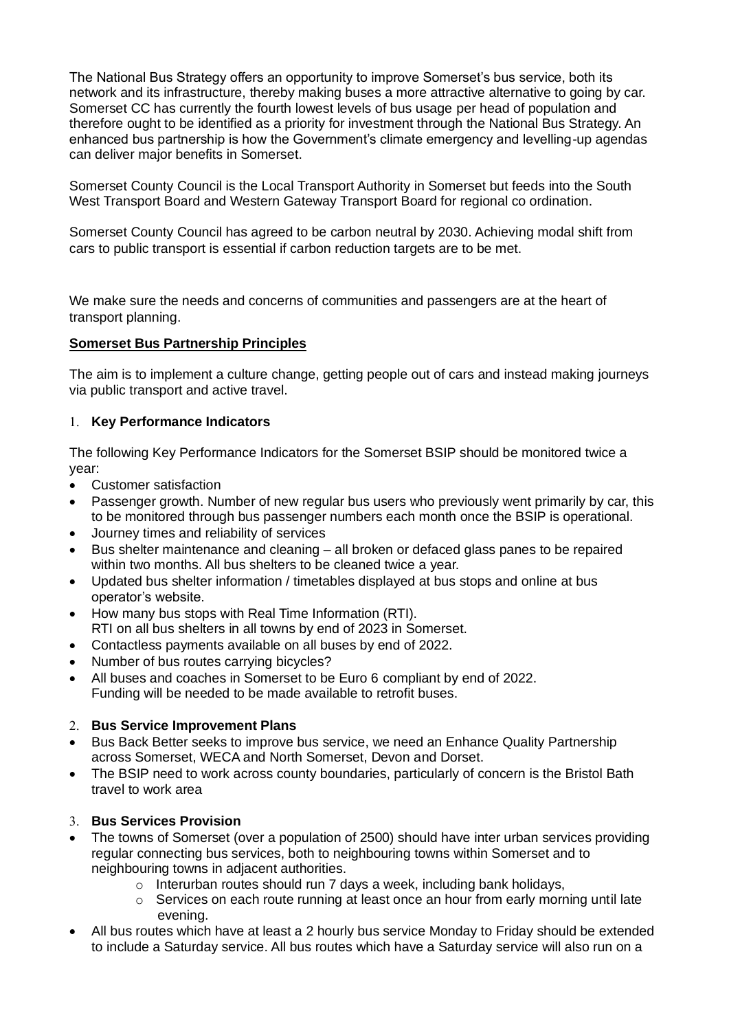The National Bus Strategy offers an opportunity to improve Somerset's bus service, both its network and its infrastructure, thereby making buses a more attractive alternative to going by car. Somerset CC has currently the fourth lowest levels of bus usage per head of population and therefore ought to be identified as a priority for investment through the National Bus Strategy. An enhanced bus partnership is how the Government's climate emergency and levelling-up agendas can deliver major benefits in Somerset.

Somerset County Council is the Local Transport Authority in Somerset but feeds into the South West Transport Board and Western Gateway Transport Board for regional co ordination.

Somerset County Council has agreed to be carbon neutral by 2030. Achieving modal shift from cars to public transport is essential if carbon reduction targets are to be met.

We make sure the needs and concerns of communities and passengers are at the heart of transport planning.

**Somerset Bus Partnership Principles**

The aim is to implement a culture change, getting people out of cars and instead making journeys via public transport and active travel.

1. **Key Performance Indicators**

The following Key Performance Indicators for the Somerset BSIP should be monitored twice a year:

- Customer satisfaction
- Passenger growth. Number of new regular bus users who previously went primarily by car, this to be monitored through bus passenger numbers each month once the BSIP is operational.
- Journey times and reliability of services
- Bus shelter maintenance and cleaning – all broken or defaced glass panes to be repaired within two months. All bus shelters to be cleaned twice a year.
- Updated bus shelter information / timetables displayed at bus stops and online at bus operator's website.
- How many bus stops with Real Time Information (RTI).
  RTI on all bus shelters in all towns by end of 2023 in Somerset.
- Contactless payments available on all buses by end of 2022.
- Number of bus routes carrying bicycles?
- All buses and coaches in Somerset to be Euro 6 compliant by end of 2022.
  Funding will be needed to be made available to retrofit buses.

2. **Bus Service Improvement Plans**

- Bus Back Better seeks to improve bus service, we need an Enhance Quality Partnership across Somerset, WECA and North Somerset, Devon and Dorset.
- The BSIP need to work across county boundaries, particularly of concern is the Bristol Bath travel to work area

3. **Bus Services Provision**

- The towns of Somerset (over a population of 2500) should have inter urban services providing regular connecting bus services, both to neighbouring towns within Somerset and to neighbouring towns in adjacent authorities.
  - Interurban routes should run 7 days a week, including bank holidays,
  - Services on each route running at least once an hour from early morning until late evening.
- All bus routes which have at least a 2 hourly bus service Monday to Friday should be extended to include a Saturday service. All bus routes which have a Saturday service will also run on a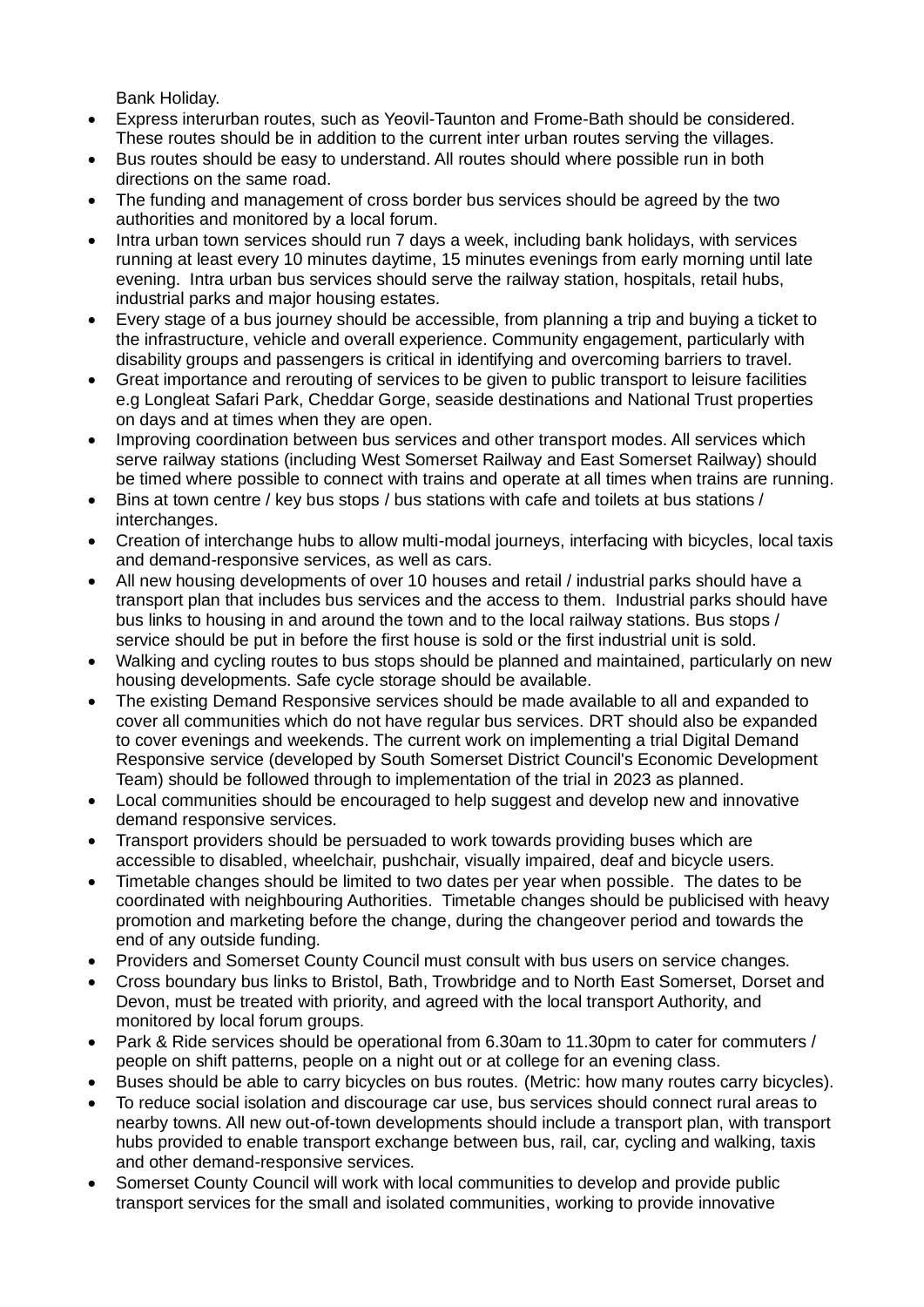Bank Holiday.

- Express interurban routes, such as Yeovil-Taunton and Frome-Bath should be considered. These routes should be in addition to the current inter urban routes serving the villages.
- Bus routes should be easy to understand. All routes should where possible run in both directions on the same road.
- The funding and management of cross border bus services should be agreed by the two authorities and monitored by a local forum.
- Intra urban town services should run 7 days a week, including bank holidays, with services running at least every 10 minutes daytime, 15 minutes evenings from early morning until late evening. Intra urban bus services should serve the railway station, hospitals, retail hubs, industrial parks and major housing estates.
- Every stage of a bus journey should be accessible, from planning a trip and buying a ticket to the infrastructure, vehicle and overall experience. Community engagement, particularly with disability groups and passengers is critical in identifying and overcoming barriers to travel.
- Great importance and rerouting of services to be given to public transport to leisure facilities e.g Longleat Safari Park, Cheddar Gorge, seaside destinations and National Trust properties on days and at times when they are open.
- Improving coordination between bus services and other transport modes. All services which serve railway stations (including West Somerset Railway and East Somerset Railway) should be timed where possible to connect with trains and operate at all times when trains are running.
- Bins at town centre / key bus stops / bus stations with cafe and toilets at bus stations / interchanges.
- Creation of interchange hubs to allow multi-modal journeys, interfacing with bicycles, local taxis and demand-responsive services, as well as cars.
- All new housing developments of over 10 houses and retail / industrial parks should have a transport plan that includes bus services and the access to them. Industrial parks should have bus links to housing in and around the town and to the local railway stations. Bus stops / service should be put in before the first house is sold or the first industrial unit is sold.
- Walking and cycling routes to bus stops should be planned and maintained, particularly on new housing developments. Safe cycle storage should be available.
- The existing Demand Responsive services should be made available to all and expanded to cover all communities which do not have regular bus services. DRT should also be expanded to cover evenings and weekends. The current work on implementing a trial Digital Demand Responsive service (developed by South Somerset District Council's Economic Development Team) should be followed through to implementation of the trial in 2023 as planned.
- Local communities should be encouraged to help suggest and develop new and innovative demand responsive services.
- Transport providers should be persuaded to work towards providing buses which are accessible to disabled, wheelchair, pushchair, visually impaired, deaf and bicycle users.
- Timetable changes should be limited to two dates per year when possible. The dates to be coordinated with neighbouring Authorities. Timetable changes should be publicised with heavy promotion and marketing before the change, during the changeover period and towards the end of any outside funding.
- Providers and Somerset County Council must consult with bus users on service changes.
- Cross boundary bus links to Bristol, Bath, Trowbridge and to North East Somerset, Dorset and Devon, must be treated with priority, and agreed with the local transport Authority, and monitored by local forum groups.
- Park & Ride services should be operational from 6.30am to 11.30pm to cater for commuters / people on shift patterns, people on a night out or at college for an evening class.
- Buses should be able to carry bicycles on bus routes. (Metric: how many routes carry bicycles).
- To reduce social isolation and discourage car use, bus services should connect rural areas to nearby towns. All new out-of-town developments should include a transport plan, with transport hubs provided to enable transport exchange between bus, rail, car, cycling and walking, taxis and other demand-responsive services.
- Somerset County Council will work with local communities to develop and provide public transport services for the small and isolated communities, working to provide innovative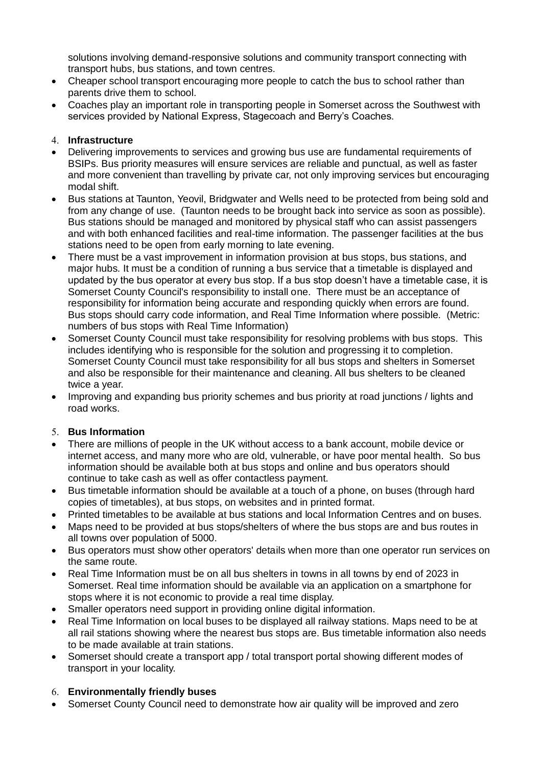solutions involving demand-responsive solutions and community transport connecting with transport hubs, bus stations, and town centres.

- Cheaper school transport encouraging more people to catch the bus to school rather than parents drive them to school.
- Coaches play an important role in transporting people in Somerset across the Southwest with services provided by National Express, Stagecoach and Berry's Coaches.

4. **Infrastructure**

- Delivering improvements to services and growing bus use are fundamental requirements of BSIPs. Bus priority measures will ensure services are reliable and punctual, as well as faster and more convenient than travelling by private car, not only improving services but encouraging modal shift.
- Bus stations at Taunton, Yeovil, Bridgwater and Wells need to be protected from being sold and from any change of use. (Taunton needs to be brought back into service as soon as possible). Bus stations should be managed and monitored by physical staff who can assist passengers and with both enhanced facilities and real-time information. The passenger facilities at the bus stations need to be open from early morning to late evening.
- There must be a vast improvement in information provision at bus stops, bus stations, and major hubs. It must be a condition of running a bus service that a timetable is displayed and updated by the bus operator at every bus stop. If a bus stop doesn't have a timetable case, it is Somerset County Council's responsibility to install one. There must be an acceptance of responsibility for information being accurate and responding quickly when errors are found. Bus stops should carry code information, and Real Time Information where possible. (Metric: numbers of bus stops with Real Time Information)
- Somerset County Council must take responsibility for resolving problems with bus stops. This includes identifying who is responsible for the solution and progressing it to completion. Somerset County Council must take responsibility for all bus stops and shelters in Somerset and also be responsible for their maintenance and cleaning. All bus shelters to be cleaned twice a year.
- Improving and expanding bus priority schemes and bus priority at road junctions / lights and road works.

5. **Bus Information**

- There are millions of people in the UK without access to a bank account, mobile device or internet access, and many more who are old, vulnerable, or have poor mental health. So bus information should be available both at bus stops and online and bus operators should continue to take cash as well as offer contactless payment.
- Bus timetable information should be available at a touch of a phone, on buses (through hard copies of timetables), at bus stops, on websites and in printed format.
- Printed timetables to be available at bus stations and local Information Centres and on buses.
- Maps need to be provided at bus stops/shelters of where the bus stops are and bus routes in all towns over population of 5000.
- Bus operators must show other operators' details when more than one operator run services on the same route.
- Real Time Information must be on all bus shelters in towns in all towns by end of 2023 in Somerset. Real time information should be available via an application on a smartphone for stops where it is not economic to provide a real time display.
- Smaller operators need support in providing online digital information.
- Real Time Information on local buses to be displayed all railway stations. Maps need to be at all rail stations showing where the nearest bus stops are. Bus timetable information also needs to be made available at train stations.
- Somerset should create a transport app / total transport portal showing different modes of transport in your locality.

6. **Environmentally friendly buses**

- Somerset County Council need to demonstrate how air quality will be improved and zero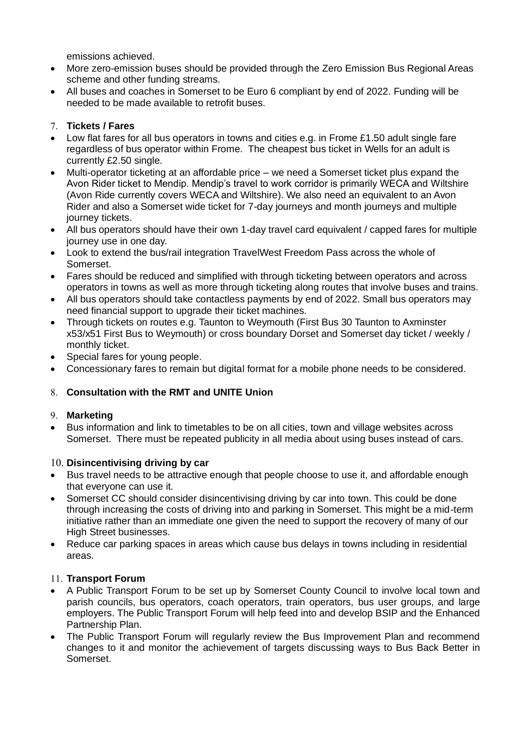emissions achieved.

- More zero-emission buses should be provided through the Zero Emission Bus Regional Areas scheme and other funding streams.
- All buses and coaches in Somerset to be Euro 6 compliant by end of 2022. Funding will be needed to be made available to retrofit buses.

7. **Tickets / Fares**

- Low flat fares for all bus operators in towns and cities e.g. in Frome £1.50 adult single fare regardless of bus operator within Frome. The cheapest bus ticket in Wells for an adult is currently £2.50 single.
- Multi-operator ticketing at an affordable price – we need a Somerset ticket plus expand the Avon Rider ticket to Mendip. Mendip's travel to work corridor is primarily WECA and Wiltshire (Avon Ride currently covers WECA and Wiltshire). We also need an equivalent to an Avon Rider and also a Somerset wide ticket for 7-day journeys and month journeys and multiple journey tickets.
- All bus operators should have their own 1-day travel card equivalent / capped fares for multiple journey use in one day.
- Look to extend the bus/rail integration TravelWest Freedom Pass across the whole of Somerset.
- Fares should be reduced and simplified with through ticketing between operators and across operators in towns as well as more through ticketing along routes that involve buses and trains.
- All bus operators should take contactless payments by end of 2022. Small bus operators may need financial support to upgrade their ticket machines.
- Through tickets on routes e.g. Taunton to Weymouth (First Bus 30 Taunton to Axminster x53/x51 First Bus to Weymouth) or cross boundary Dorset and Somerset day ticket / weekly / monthly ticket.
- Special fares for young people.
- Concessionary fares to remain but digital format for a mobile phone needs to be considered.

8. **Consultation with the RMT and UNITE Union**

9. **Marketing**

- Bus information and link to timetables to be on all cities, town and village websites across Somerset. There must be repeated publicity in all media about using buses instead of cars.

10. **Disincentivising driving by car**

- Bus travel needs to be attractive enough that people choose to use it, and affordable enough that everyone can use it.
- Somerset CC should consider disincentivising driving by car into town. This could be done through increasing the costs of driving into and parking in Somerset. This might be a mid-term initiative rather than an immediate one given the need to support the recovery of many of our High Street businesses.
- Reduce car parking spaces in areas which cause bus delays in towns including in residential areas.

11. **Transport Forum**

- A Public Transport Forum to be set up by Somerset County Council to involve local town and parish councils, bus operators, coach operators, train operators, bus user groups, and large employers. The Public Transport Forum will help feed into and develop BSIP and the Enhanced Partnership Plan.
- The Public Transport Forum will regularly review the Bus Improvement Plan and recommend changes to it and monitor the achievement of targets discussing ways to Bus Back Better in Somerset.